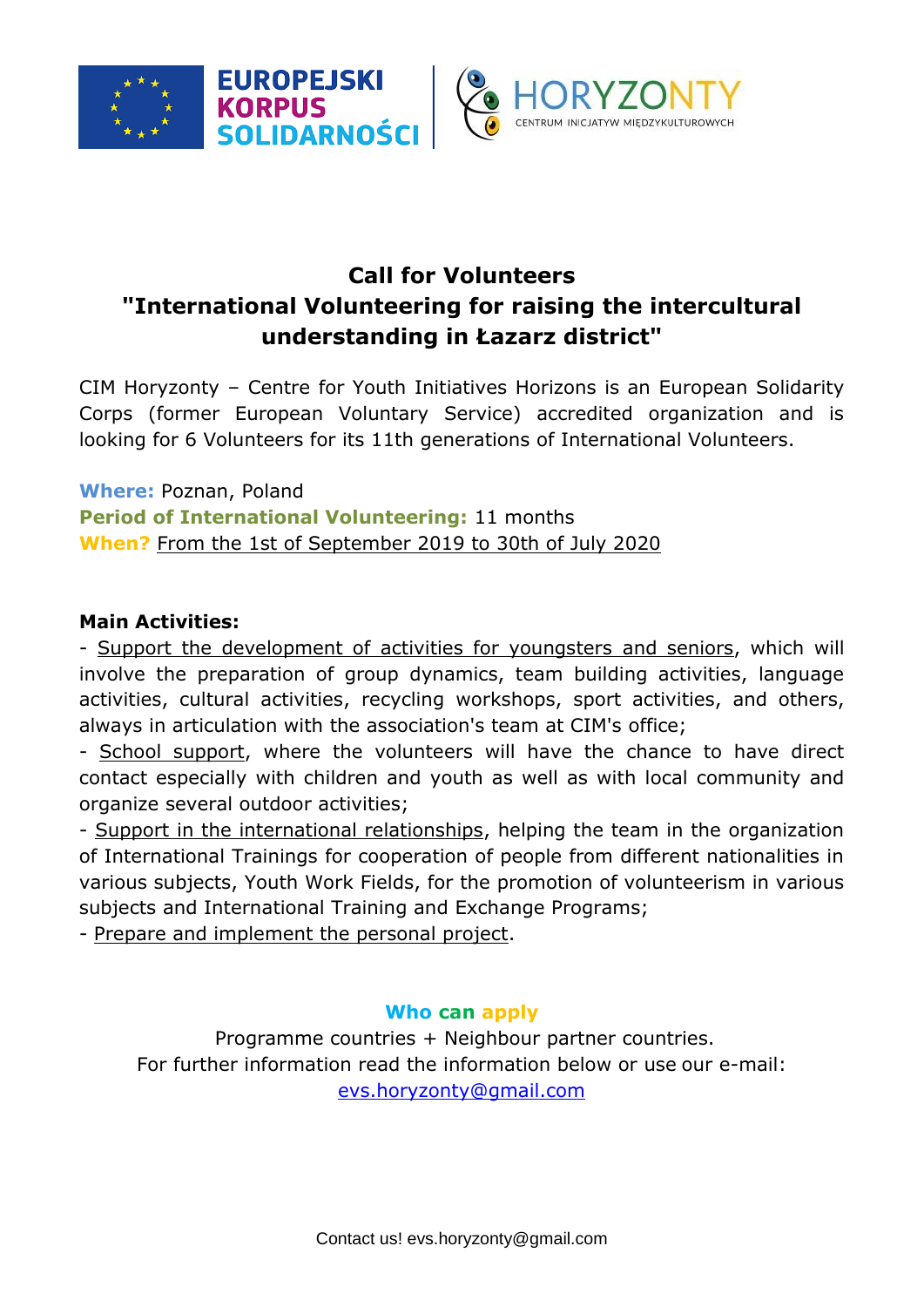EUROPEJSKI KORPUS SOLIDARNOŚCI

HORYZONTY CENTRUM INICJATYW MIĘDZYKULTUROWYCH

# Call for Volunteers
# "International Volunteering for raising the intercultural understanding in Łazarz district"

CIM Horyzonty – Centre for Youth Initiatives Horizons is an European Solidarity Corps (former European Voluntary Service) accredited organization and is looking for 6 Volunteers for its 11th generations of International Volunteers.

**Where:** Poznan, Poland
**Period of International Volunteering:** 11 months
**When?** From the 1st of September 2019 to 30th of July 2020

**Main Activities:**

- Support the development of activities for youngsters and seniors, which will involve the preparation of group dynamics, team building activities, language activities, cultural activities, recycling workshops, sport activities, and others, always in articulation with the association's team at CIM's office;
- School support, where the volunteers will have the chance to have direct contact especially with children and youth as well as with local community and organize several outdoor activities;
- Support in the international relationships, helping the team in the organization of International Trainings for cooperation of people from different nationalities in various subjects, Youth Work Fields, for the promotion of volunteerism in various subjects and International Training and Exchange Programs;
- Prepare and implement the personal project.

**Who can apply**

Programme countries + Neighbour partner countries.
For further information read the information below or use our e-mail:
evs.horyzonty@gmail.com

Contact us! evs.horyzonty@gmail.com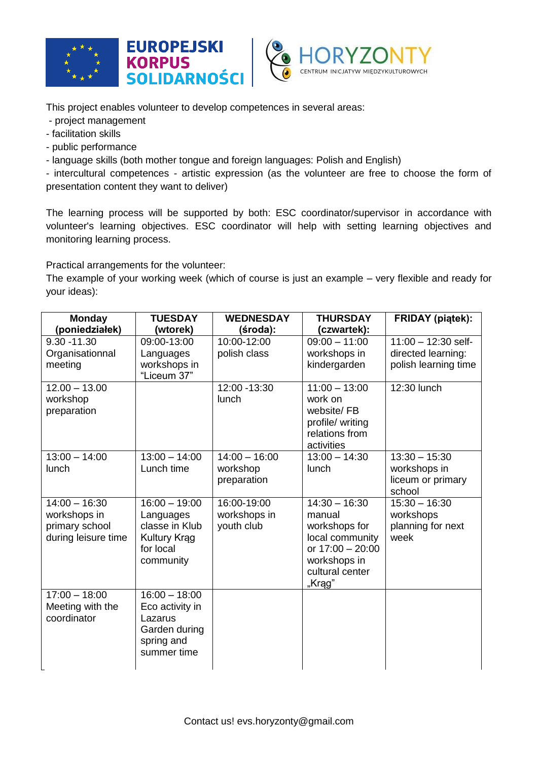This project enables volunteer to develop competences in several areas:

- project management
- facilitation skills
- public performance
- language skills (both mother tongue and foreign languages: Polish and English)
- intercultural competences - artistic expression (as the volunteer are free to choose the form of presentation content they want to deliver)

The learning process will be supported by both: ESC coordinator/supervisor in accordance with volunteer's learning objectives. ESC coordinator will help with setting learning objectives and monitoring learning process.

Practical arrangements for the volunteer:
The example of your working week (which of course is just an example – very flexible and ready for your ideas):

| Monday (poniedziałek) | TUESDAY (wtorek) | WEDNESDAY (środa): | THURSDAY (czwartek): | FRIDAY (piątek): |
|---|---|---|---|---|
| 9.30 -11.30 Organisationnal meeting | 09:00-13:00 Languages workshops in "Liceum 37" | 10:00-12:00 polish class | 09:00 – 11:00 workshops in kindergarden | 11:00 – 12:30 self-directed learning: polish learning time |
| 12.00 – 13.00 workshop preparation | | 12:00 -13:30 lunch | 11:00 – 13:00 work on website/ FB profile/ writing relations from activities | 12:30 lunch |
| 13:00 – 14:00 lunch | 13:00 – 14:00 Lunch time | 14:00 – 16:00 workshop preparation | 13:00 – 14:30 lunch | 13:30 – 15:30 workshops in liceum or primary school |
| 14:00 – 16:30 workshops in primary school during leisure time | 16:00 – 19:00 Languages classe in Klub Kultury Krąg for local community | 16:00-19:00 workshops in youth club | 14:30 – 16:30 manual workshops for local community or 17:00 – 20:00 workshops in cultural center „Krąg" | 15:30 – 16:30 workshops planning for next week |
| 17:00 – 18:00 Meeting with the coordinator | 16:00 – 18:00 Eco activity in Lazarus Garden during spring and summer time | | | |

Contact us! evs.horyzonty@gmail.com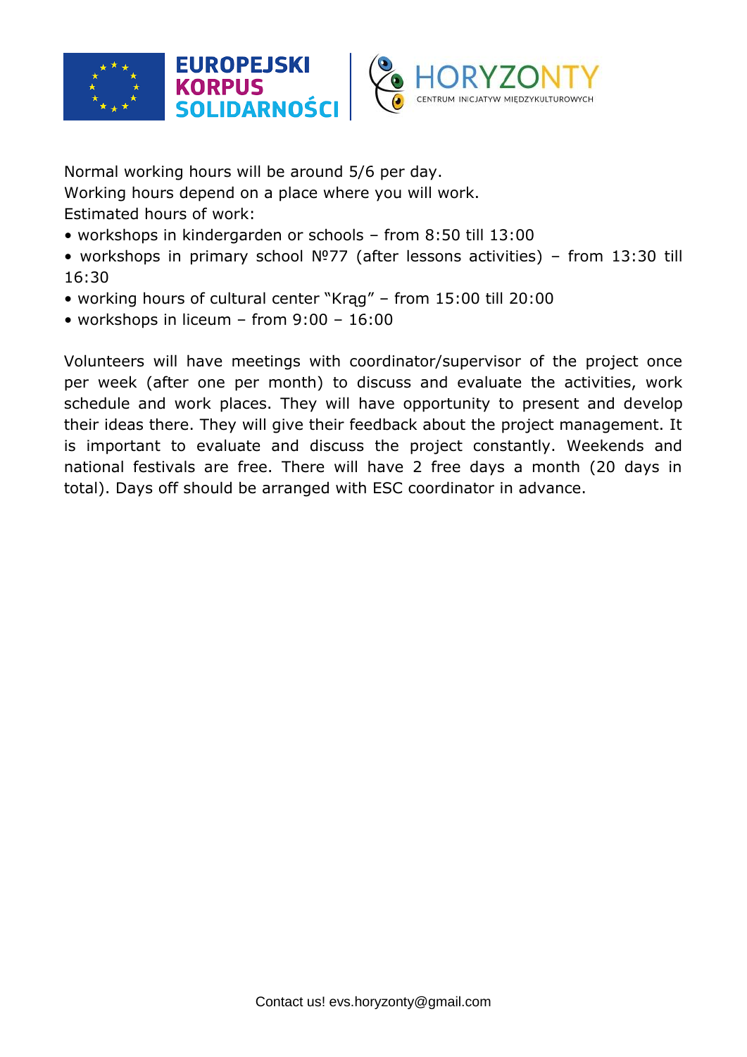Normal working hours will be around 5/6 per day.
Working hours depend on a place where you will work.
Estimated hours of work:

- workshops in kindergarden or schools – from 8:50 till 13:00
- workshops in primary school №77 (after lessons activities) – from 13:30 till 16:30
- working hours of cultural center "Krąg" – from 15:00 till 20:00
- workshops in liceum – from 9:00 – 16:00

Volunteers will have meetings with coordinator/supervisor of the project once per week (after one per month) to discuss and evaluate the activities, work schedule and work places. They will have opportunity to present and develop their ideas there. They will give their feedback about the project management. It is important to evaluate and discuss the project constantly. Weekends and national festivals are free. There will have 2 free days a month (20 days in total). Days off should be arranged with ESC coordinator in advance.